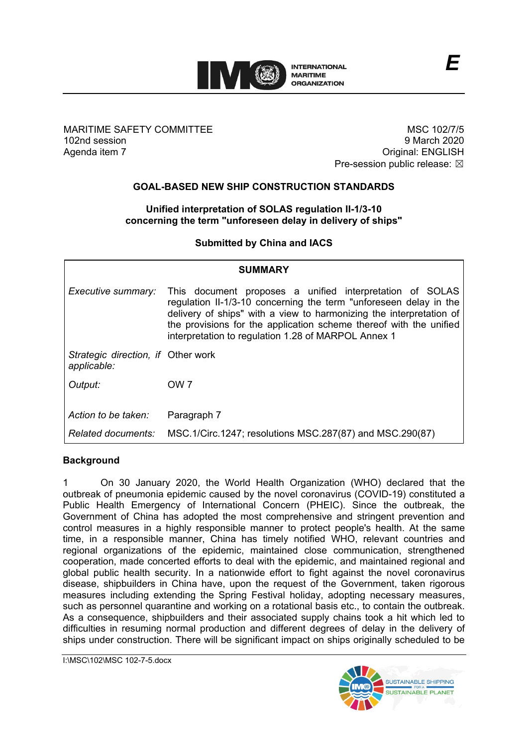E

MARITIME SAFETY COMMITTEE
102nd session
Agenda item 7

MSC 102/7/5
9 March 2020
Original: ENGLISH
Pre-session public release: ☒

## GOAL-BASED NEW SHIP CONSTRUCTION STANDARDS

### Unified interpretation of SOLAS regulation II-1/3-10 concerning the term "unforeseen delay in delivery of ships"

**Submitted by China and IACS**

| SUMMARY | |
|---|---|
| *Executive summary:* | This document proposes a unified interpretation of SOLAS regulation II-1/3-10 concerning the term "unforeseen delay in the delivery of ships" with a view to harmonizing the interpretation of the provisions for the application scheme thereof with the unified interpretation to regulation 1.28 of MARPOL Annex 1 |
| *Strategic direction, if applicable:* | Other work |
| *Output:* | OW 7 |
| *Action to be taken:* | Paragraph 7 |
| *Related documents:* | MSC.1/Circ.1247; resolutions MSC.287(87) and MSC.290(87) |

## Background

1 On 30 January 2020, the World Health Organization (WHO) declared that the outbreak of pneumonia epidemic caused by the novel coronavirus (COVID-19) constituted a Public Health Emergency of International Concern (PHEIC). Since the outbreak, the Government of China has adopted the most comprehensive and stringent prevention and control measures in a highly responsible manner to protect people's health. At the same time, in a responsible manner, China has timely notified WHO, relevant countries and regional organizations of the epidemic, maintained close communication, strengthened cooperation, made concerted efforts to deal with the epidemic, and maintained regional and global public health security. In a nationwide effort to fight against the novel coronavirus disease, shipbuilders in China have, upon the request of the Government, taken rigorous measures including extending the Spring Festival holiday, adopting necessary measures, such as personnel quarantine and working on a rotational basis etc., to contain the outbreak. As a consequence, shipbuilders and their associated supply chains took a hit which led to difficulties in resuming normal production and different degrees of delay in the delivery of ships under construction. There will be significant impact on ships originally scheduled to be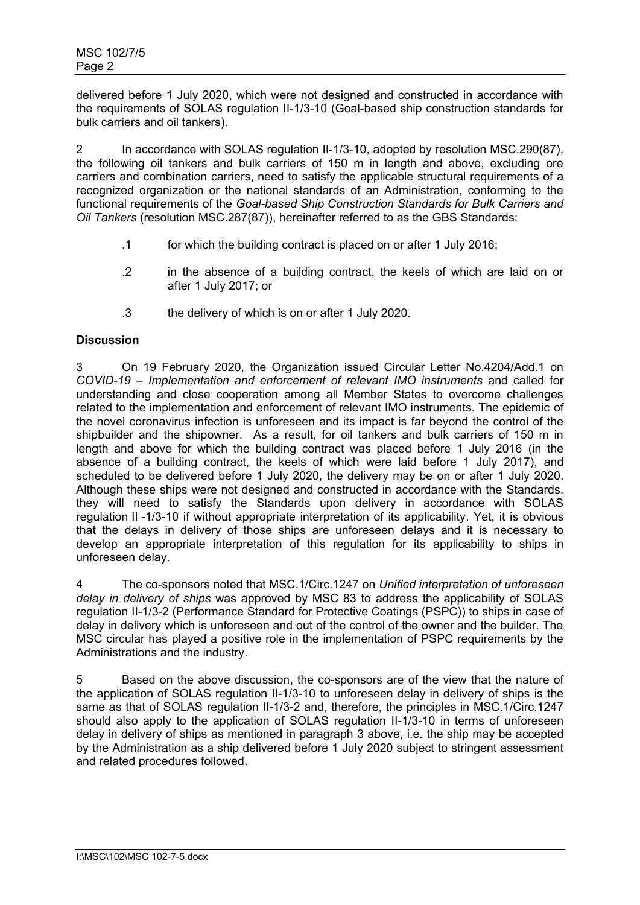delivered before 1 July 2020, which were not designed and constructed in accordance with the requirements of SOLAS regulation II-1/3-10 (Goal-based ship construction standards for bulk carriers and oil tankers).

2 In accordance with SOLAS regulation II-1/3-10, adopted by resolution MSC.290(87), the following oil tankers and bulk carriers of 150 m in length and above, excluding ore carriers and combination carriers, need to satisfy the applicable structural requirements of a recognized organization or the national standards of an Administration, conforming to the functional requirements of the *Goal-based Ship Construction Standards for Bulk Carriers and Oil Tankers* (resolution MSC.287(87)), hereinafter referred to as the GBS Standards:

.1 for which the building contract is placed on or after 1 July 2016;

.2 in the absence of a building contract, the keels of which are laid on or after 1 July 2017; or

.3 the delivery of which is on or after 1 July 2020.

**Discussion**

3 On 19 February 2020, the Organization issued Circular Letter No.4204/Add.1 on *COVID-19 – Implementation and enforcement of relevant IMO instruments* and called for understanding and close cooperation among all Member States to overcome challenges related to the implementation and enforcement of relevant IMO instruments. The epidemic of the novel coronavirus infection is unforeseen and its impact is far beyond the control of the shipbuilder and the shipowner. As a result, for oil tankers and bulk carriers of 150 m in length and above for which the building contract was placed before 1 July 2016 (in the absence of a building contract, the keels of which were laid before 1 July 2017), and scheduled to be delivered before 1 July 2020, the delivery may be on or after 1 July 2020. Although these ships were not designed and constructed in accordance with the Standards, they will need to satisfy the Standards upon delivery in accordance with SOLAS regulation II -1/3-10 if without appropriate interpretation of its applicability. Yet, it is obvious that the delays in delivery of those ships are unforeseen delays and it is necessary to develop an appropriate interpretation of this regulation for its applicability to ships in unforeseen delay.

4 The co-sponsors noted that MSC.1/Circ.1247 on *Unified interpretation of unforeseen delay in delivery of ships* was approved by MSC 83 to address the applicability of SOLAS regulation II-1/3-2 (Performance Standard for Protective Coatings (PSPC)) to ships in case of delay in delivery which is unforeseen and out of the control of the owner and the builder. The MSC circular has played a positive role in the implementation of PSPC requirements by the Administrations and the industry.

5 Based on the above discussion, the co-sponsors are of the view that the nature of the application of SOLAS regulation II-1/3-10 to unforeseen delay in delivery of ships is the same as that of SOLAS regulation II-1/3-2 and, therefore, the principles in MSC.1/Circ.1247 should also apply to the application of SOLAS regulation II-1/3-10 in terms of unforeseen delay in delivery of ships as mentioned in paragraph 3 above, i.e. the ship may be accepted by the Administration as a ship delivered before 1 July 2020 subject to stringent assessment and related procedures followed.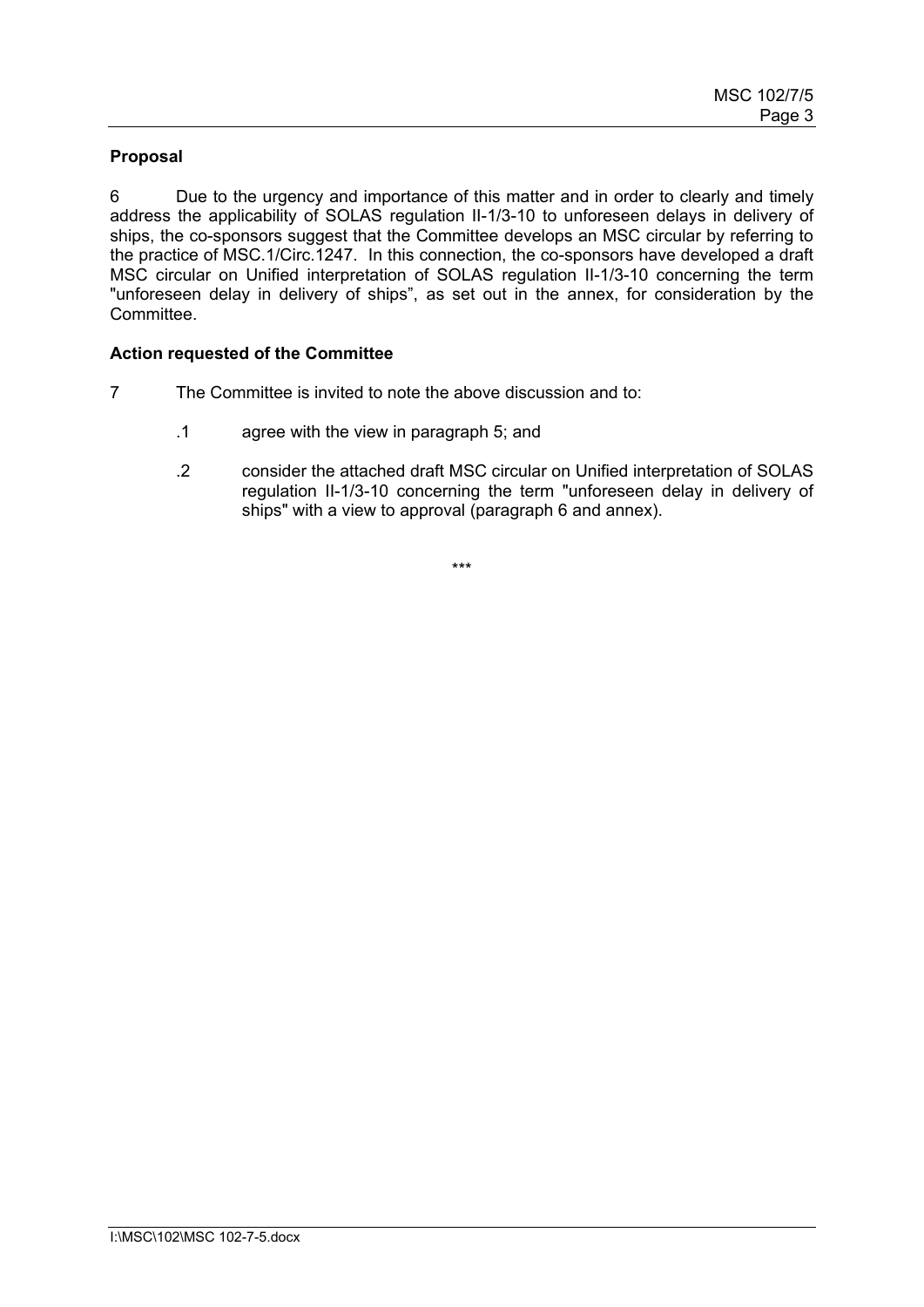**Proposal**

6 Due to the urgency and importance of this matter and in order to clearly and timely address the applicability of SOLAS regulation II-1/3-10 to unforeseen delays in delivery of ships, the co-sponsors suggest that the Committee develops an MSC circular by referring to the practice of MSC.1/Circ.1247. In this connection, the co-sponsors have developed a draft MSC circular on Unified interpretation of SOLAS regulation II-1/3-10 concerning the term "unforeseen delay in delivery of ships", as set out in the annex, for consideration by the Committee.

**Action requested of the Committee**

7 The Committee is invited to note the above discussion and to:

.1 agree with the view in paragraph 5; and

.2 consider the attached draft MSC circular on Unified interpretation of SOLAS regulation II-1/3-10 concerning the term "unforeseen delay in delivery of ships" with a view to approval (paragraph 6 and annex).

\*\*\*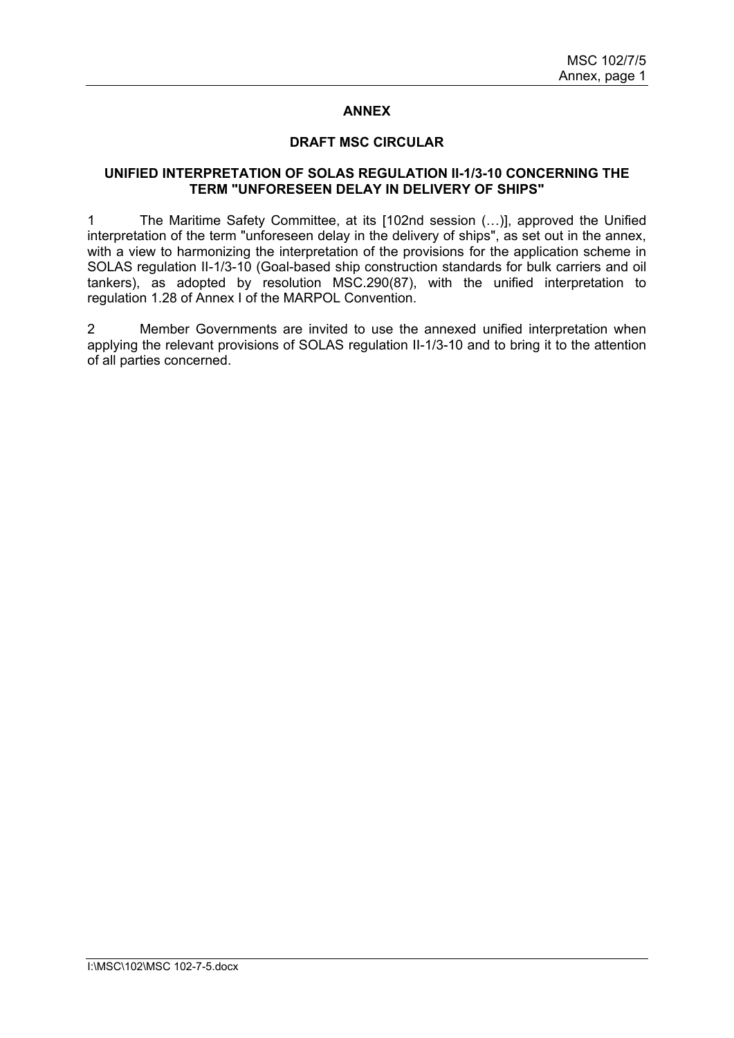## ANNEX

## DRAFT MSC CIRCULAR

### UNIFIED INTERPRETATION OF SOLAS REGULATION II-1/3-10 CONCERNING THE TERM "UNFORESEEN DELAY IN DELIVERY OF SHIPS"

1 The Maritime Safety Committee, at its [102nd session (…)], approved the Unified interpretation of the term "unforeseen delay in the delivery of ships", as set out in the annex, with a view to harmonizing the interpretation of the provisions for the application scheme in SOLAS regulation II-1/3-10 (Goal-based ship construction standards for bulk carriers and oil tankers), as adopted by resolution MSC.290(87), with the unified interpretation to regulation 1.28 of Annex I of the MARPOL Convention.

2 Member Governments are invited to use the annexed unified interpretation when applying the relevant provisions of SOLAS regulation II-1/3-10 and to bring it to the attention of all parties concerned.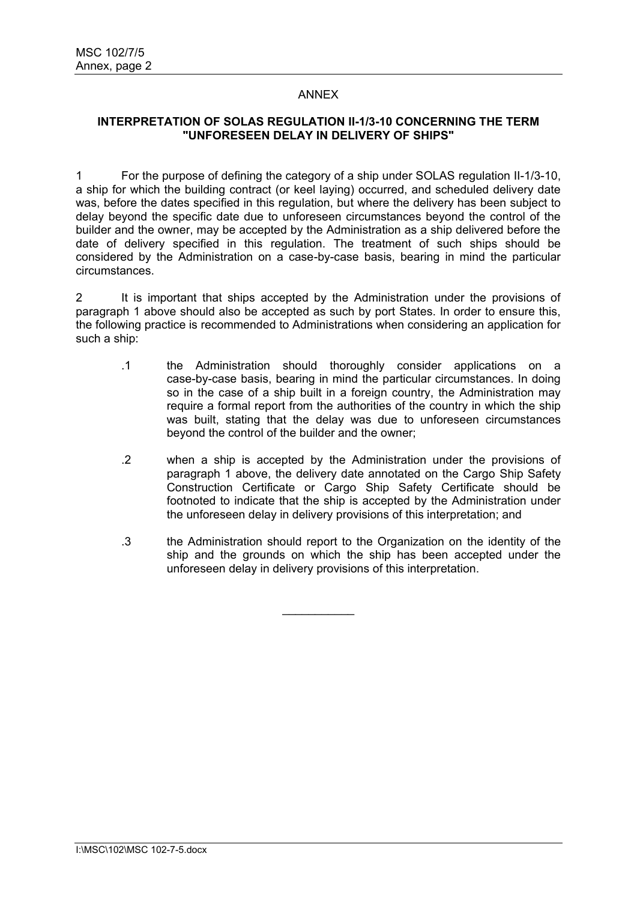ANNEX

**INTERPRETATION OF SOLAS REGULATION II-1/3-10 CONCERNING THE TERM "UNFORESEEN DELAY IN DELIVERY OF SHIPS"**

1 For the purpose of defining the category of a ship under SOLAS regulation II-1/3-10, a ship for which the building contract (or keel laying) occurred, and scheduled delivery date was, before the dates specified in this regulation, but where the delivery has been subject to delay beyond the specific date due to unforeseen circumstances beyond the control of the builder and the owner, may be accepted by the Administration as a ship delivered before the date of delivery specified in this regulation. The treatment of such ships should be considered by the Administration on a case-by-case basis, bearing in mind the particular circumstances.

2 It is important that ships accepted by the Administration under the provisions of paragraph 1 above should also be accepted as such by port States. In order to ensure this, the following practice is recommended to Administrations when considering an application for such a ship:

.1 the Administration should thoroughly consider applications on a case-by-case basis, bearing in mind the particular circumstances. In doing so in the case of a ship built in a foreign country, the Administration may require a formal report from the authorities of the country in which the ship was built, stating that the delay was due to unforeseen circumstances beyond the control of the builder and the owner;

.2 when a ship is accepted by the Administration under the provisions of paragraph 1 above, the delivery date annotated on the Cargo Ship Safety Construction Certificate or Cargo Ship Safety Certificate should be footnoted to indicate that the ship is accepted by the Administration under the unforeseen delay in delivery provisions of this interpretation; and

.3 the Administration should report to the Organization on the identity of the ship and the grounds on which the ship has been accepted under the unforeseen delay in delivery provisions of this interpretation.

___________